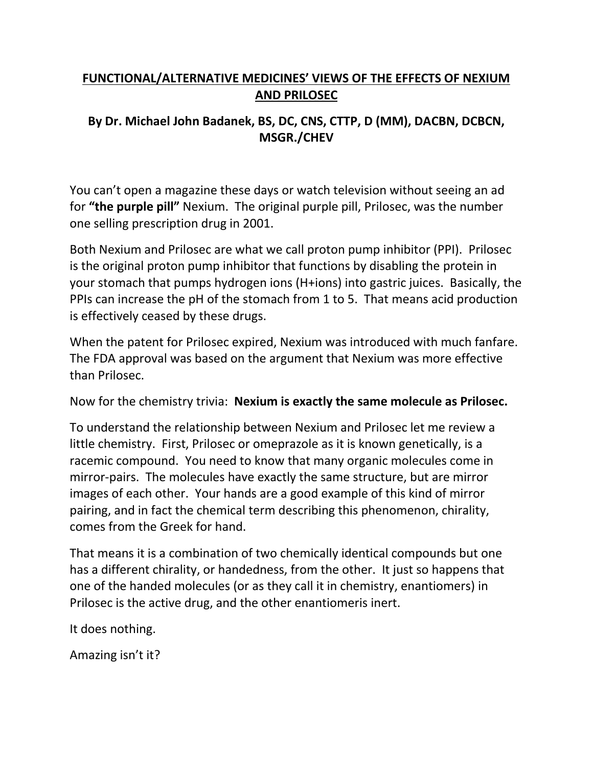# FUNCTIONAL/ALTERNATIVE MEDICINES' VIEWS OF THE EFFECTS OF NEXIUM AND PRILOSEC

## By Dr. Michael John Badanek, BS, DC, CNS, CTTP, D (MM), DACBN, DCBCN, MSGR./CHEV

You can't open a magazine these days or watch television without seeing an ad for **"the purple pill"** Nexium. The original purple pill, Prilosec, was the number one selling prescription drug in 2001.

Both Nexium and Prilosec are what we call proton pump inhibitor (PPI). Prilosec is the original proton pump inhibitor that functions by disabling the protein in your stomach that pumps hydrogen ions (H+ions) into gastric juices. Basically, the PPIs can increase the pH of the stomach from 1 to 5. That means acid production is effectively ceased by these drugs.

When the patent for Prilosec expired, Nexium was introduced with much fanfare. The FDA approval was based on the argument that Nexium was more effective than Prilosec.

Now for the chemistry trivia: **Nexium is exactly the same molecule as Prilosec.**

To understand the relationship between Nexium and Prilosec let me review a little chemistry. First, Prilosec or omeprazole as it is known genetically, is a racemic compound. You need to know that many organic molecules come in mirror-pairs. The molecules have exactly the same structure, but are mirror images of each other. Your hands are a good example of this kind of mirror pairing, and in fact the chemical term describing this phenomenon, chirality, comes from the Greek for hand.

That means it is a combination of two chemically identical compounds but one has a different chirality, or handedness, from the other. It just so happens that one of the handed molecules (or as they call it in chemistry, enantiomers) in Prilosec is the active drug, and the other enantiomeris inert.

It does nothing.

Amazing isn't it?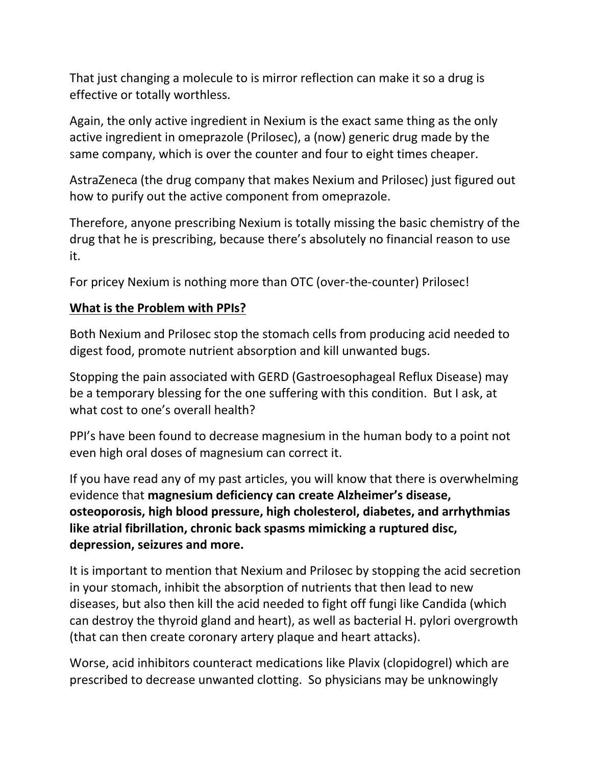That just changing a molecule to is mirror reflection can make it so a drug is effective or totally worthless.

Again, the only active ingredient in Nexium is the exact same thing as the only active ingredient in omeprazole (Prilosec), a (now) generic drug made by the same company, which is over the counter and four to eight times cheaper.

AstraZeneca (the drug company that makes Nexium and Prilosec) just figured out how to purify out the active component from omeprazole.

Therefore, anyone prescribing Nexium is totally missing the basic chemistry of the drug that he is prescribing, because there's absolutely no financial reason to use it.

For pricey Nexium is nothing more than OTC (over-the-counter) Prilosec!

**What is the Problem with PPIs?**

Both Nexium and Prilosec stop the stomach cells from producing acid needed to digest food, promote nutrient absorption and kill unwanted bugs.

Stopping the pain associated with GERD (Gastroesophageal Reflux Disease) may be a temporary blessing for the one suffering with this condition. But I ask, at what cost to one's overall health?

PPI's have been found to decrease magnesium in the human body to a point not even high oral doses of magnesium can correct it.

If you have read any of my past articles, you will know that there is overwhelming evidence that **magnesium deficiency can create Alzheimer's disease, osteoporosis, high blood pressure, high cholesterol, diabetes, and arrhythmias like atrial fibrillation, chronic back spasms mimicking a ruptured disc, depression, seizures and more.**

It is important to mention that Nexium and Prilosec by stopping the acid secretion in your stomach, inhibit the absorption of nutrients that then lead to new diseases, but also then kill the acid needed to fight off fungi like Candida (which can destroy the thyroid gland and heart), as well as bacterial H. pylori overgrowth (that can then create coronary artery plaque and heart attacks).

Worse, acid inhibitors counteract medications like Plavix (clopidogrel) which are prescribed to decrease unwanted clotting. So physicians may be unknowingly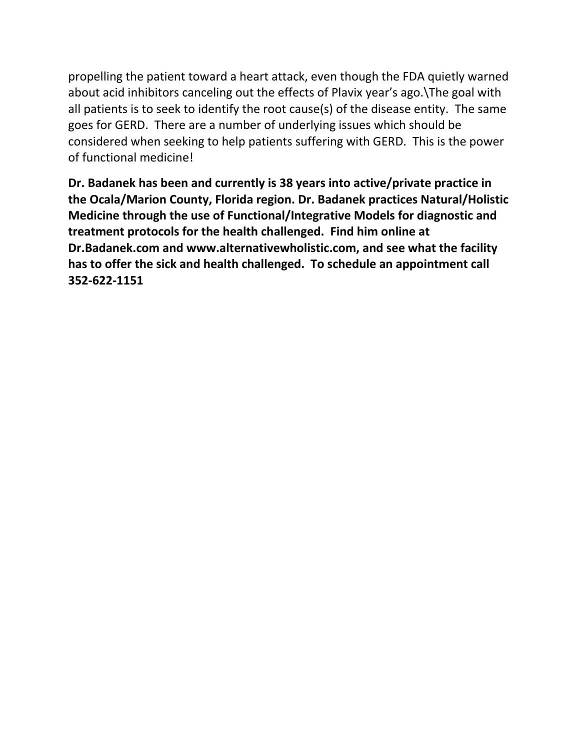propelling the patient toward a heart attack, even though the FDA quietly warned about acid inhibitors canceling out the effects of Plavix year's ago.\The goal with all patients is to seek to identify the root cause(s) of the disease entity. The same goes for GERD. There are a number of underlying issues which should be considered when seeking to help patients suffering with GERD. This is the power of functional medicine!

**Dr. Badanek has been and currently is 38 years into active/private practice in the Ocala/Marion County, Florida region. Dr. Badanek practices Natural/Holistic Medicine through the use of Functional/Integrative Models for diagnostic and treatment protocols for the health challenged. Find him online at Dr.Badanek.com and www.alternativewholistic.com, and see what the facility has to offer the sick and health challenged. To schedule an appointment call 352-622-1151**